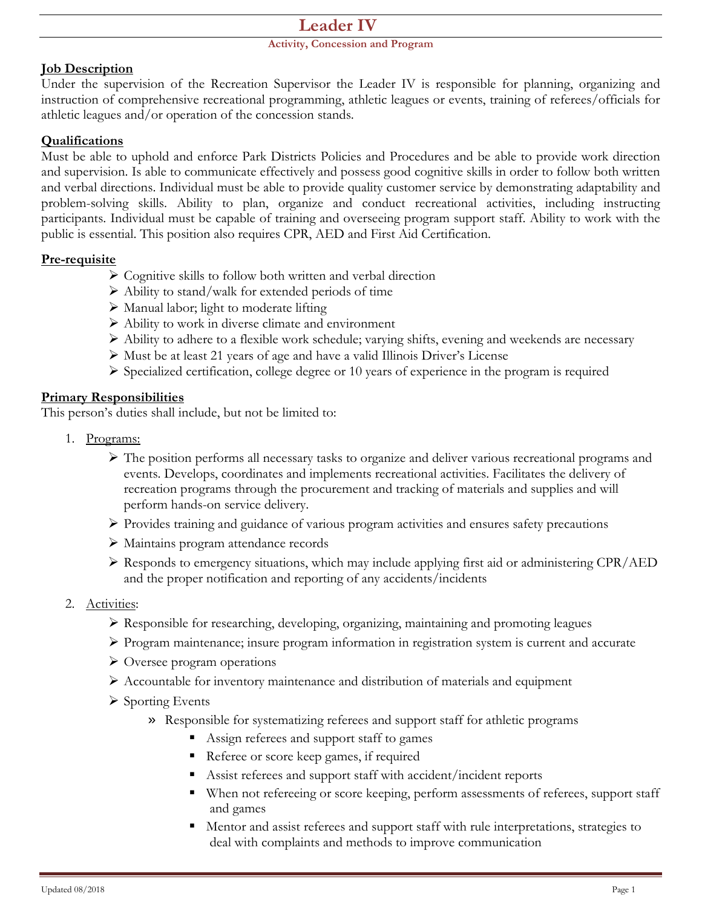# Leader IV

### Activity, Concession and Program

**Job Description**

Under the supervision of the Recreation Supervisor the Leader IV is responsible for planning, organizing and instruction of comprehensive recreational programming, athletic leagues or events, training of referees/officials for athletic leagues and/or operation of the concession stands.

**Qualifications**

Must be able to uphold and enforce Park Districts Policies and Procedures and be able to provide work direction and supervision. Is able to communicate effectively and possess good cognitive skills in order to follow both written and verbal directions. Individual must be able to provide quality customer service by demonstrating adaptability and problem-solving skills. Ability to plan, organize and conduct recreational activities, including instructing participants. Individual must be capable of training and overseeing program support staff. Ability to work with the public is essential. This position also requires CPR, AED and First Aid Certification.

**Pre-requisite**

- Cognitive skills to follow both written and verbal direction
- Ability to stand/walk for extended periods of time
- Manual labor; light to moderate lifting
- Ability to work in diverse climate and environment
- Ability to adhere to a flexible work schedule; varying shifts, evening and weekends are necessary
- Must be at least 21 years of age and have a valid Illinois Driver's License
- Specialized certification, college degree or 10 years of experience in the program is required

**Primary Responsibilities**

This person's duties shall include, but not be limited to:

1. Programs:
   - The position performs all necessary tasks to organize and deliver various recreational programs and events. Develops, coordinates and implements recreational activities. Facilitates the delivery of recreation programs through the procurement and tracking of materials and supplies and will perform hands-on service delivery.
   - Provides training and guidance of various program activities and ensures safety precautions
   - Maintains program attendance records
   - Responds to emergency situations, which may include applying first aid or administering CPR/AED and the proper notification and reporting of any accidents/incidents
2. Activities:
   - Responsible for researching, developing, organizing, maintaining and promoting leagues
   - Program maintenance; insure program information in registration system is current and accurate
   - Oversee program operations
   - Accountable for inventory maintenance and distribution of materials and equipment
   - Sporting Events
     - Responsible for systematizing referees and support staff for athletic programs
       - Assign referees and support staff to games
       - Referee or score keep games, if required
       - Assist referees and support staff with accident/incident reports
       - When not refereeing or score keeping, perform assessments of referees, support staff and games
       - Mentor and assist referees and support staff with rule interpretations, strategies to deal with complaints and methods to improve communication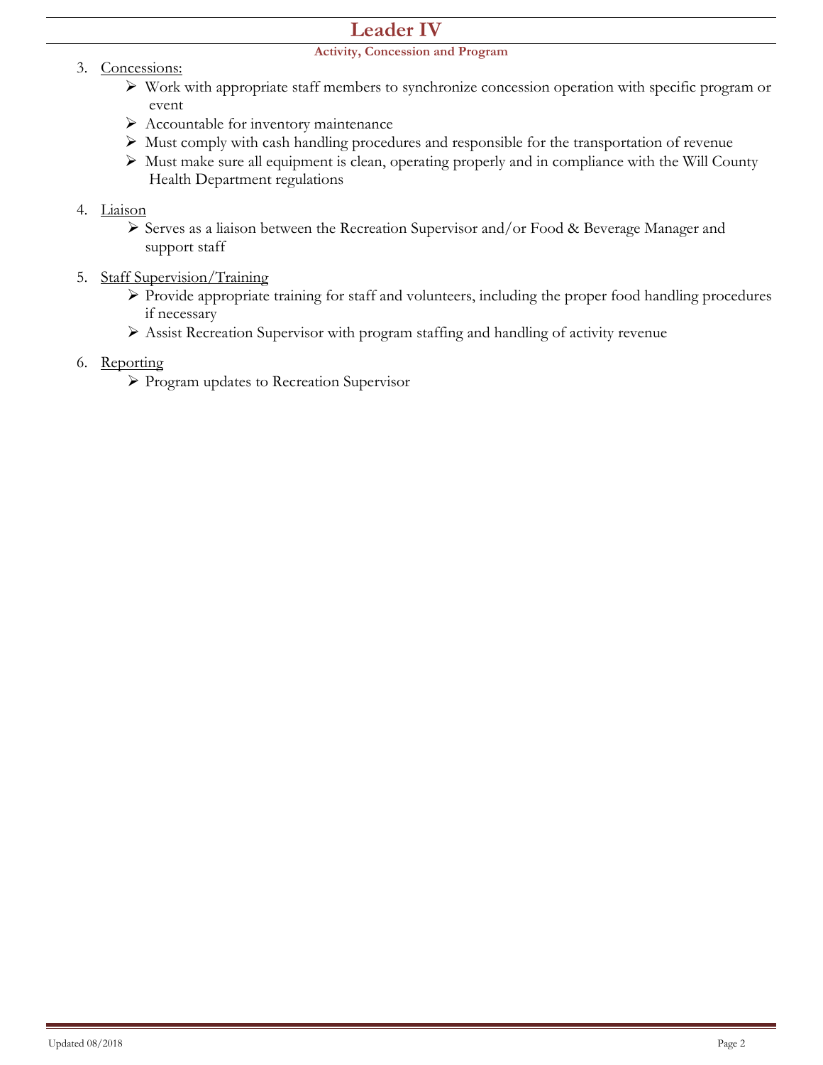3. Concessions:
   - Work with appropriate staff members to synchronize concession operation with specific program or event
   - Accountable for inventory maintenance
   - Must comply with cash handling procedures and responsible for the transportation of revenue
   - Must make sure all equipment is clean, operating properly and in compliance with the Will County Health Department regulations

4. Liaison
   - Serves as a liaison between the Recreation Supervisor and/or Food & Beverage Manager and support staff

5. Staff Supervision/Training
   - Provide appropriate training for staff and volunteers, including the proper food handling procedures if necessary
   - Assist Recreation Supervisor with program staffing and handling of activity revenue

6. Reporting
   - Program updates to Recreation Supervisor